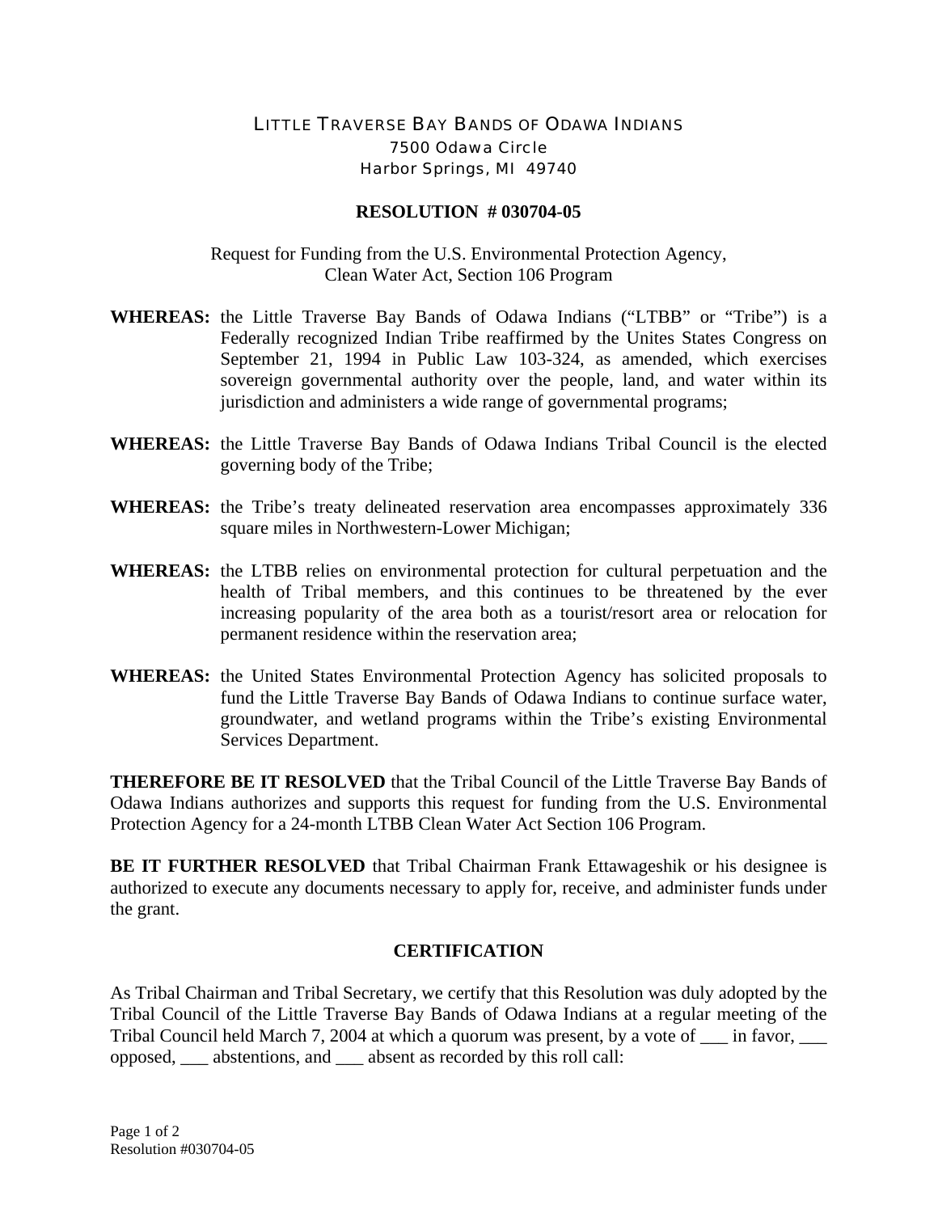LITTLE TRAVERSE BAY BANDS OF ODAWA INDIANS
7500 Odawa Circle
Harbor Springs, MI 49740

## RESOLUTION # 030704-05

Request for Funding from the U.S. Environmental Protection Agency, Clean Water Act, Section 106 Program

**WHEREAS:** the Little Traverse Bay Bands of Odawa Indians ("LTBB" or "Tribe") is a Federally recognized Indian Tribe reaffirmed by the Unites States Congress on September 21, 1994 in Public Law 103-324, as amended, which exercises sovereign governmental authority over the people, land, and water within its jurisdiction and administers a wide range of governmental programs;

**WHEREAS:** the Little Traverse Bay Bands of Odawa Indians Tribal Council is the elected governing body of the Tribe;

**WHEREAS:** the Tribe's treaty delineated reservation area encompasses approximately 336 square miles in Northwestern-Lower Michigan;

**WHEREAS:** the LTBB relies on environmental protection for cultural perpetuation and the health of Tribal members, and this continues to be threatened by the ever increasing popularity of the area both as a tourist/resort area or relocation for permanent residence within the reservation area;

**WHEREAS:** the United States Environmental Protection Agency has solicited proposals to fund the Little Traverse Bay Bands of Odawa Indians to continue surface water, groundwater, and wetland programs within the Tribe's existing Environmental Services Department.

**THEREFORE BE IT RESOLVED** that the Tribal Council of the Little Traverse Bay Bands of Odawa Indians authorizes and supports this request for funding from the U.S. Environmental Protection Agency for a 24-month LTBB Clean Water Act Section 106 Program.

**BE IT FURTHER RESOLVED** that Tribal Chairman Frank Ettawageshik or his designee is authorized to execute any documents necessary to apply for, receive, and administer funds under the grant.

## CERTIFICATION

As Tribal Chairman and Tribal Secretary, we certify that this Resolution was duly adopted by the Tribal Council of the Little Traverse Bay Bands of Odawa Indians at a regular meeting of the Tribal Council held March 7, 2004 at which a quorum was present, by a vote of ___ in favor, ___ opposed, ___ abstentions, and ___ absent as recorded by this roll call: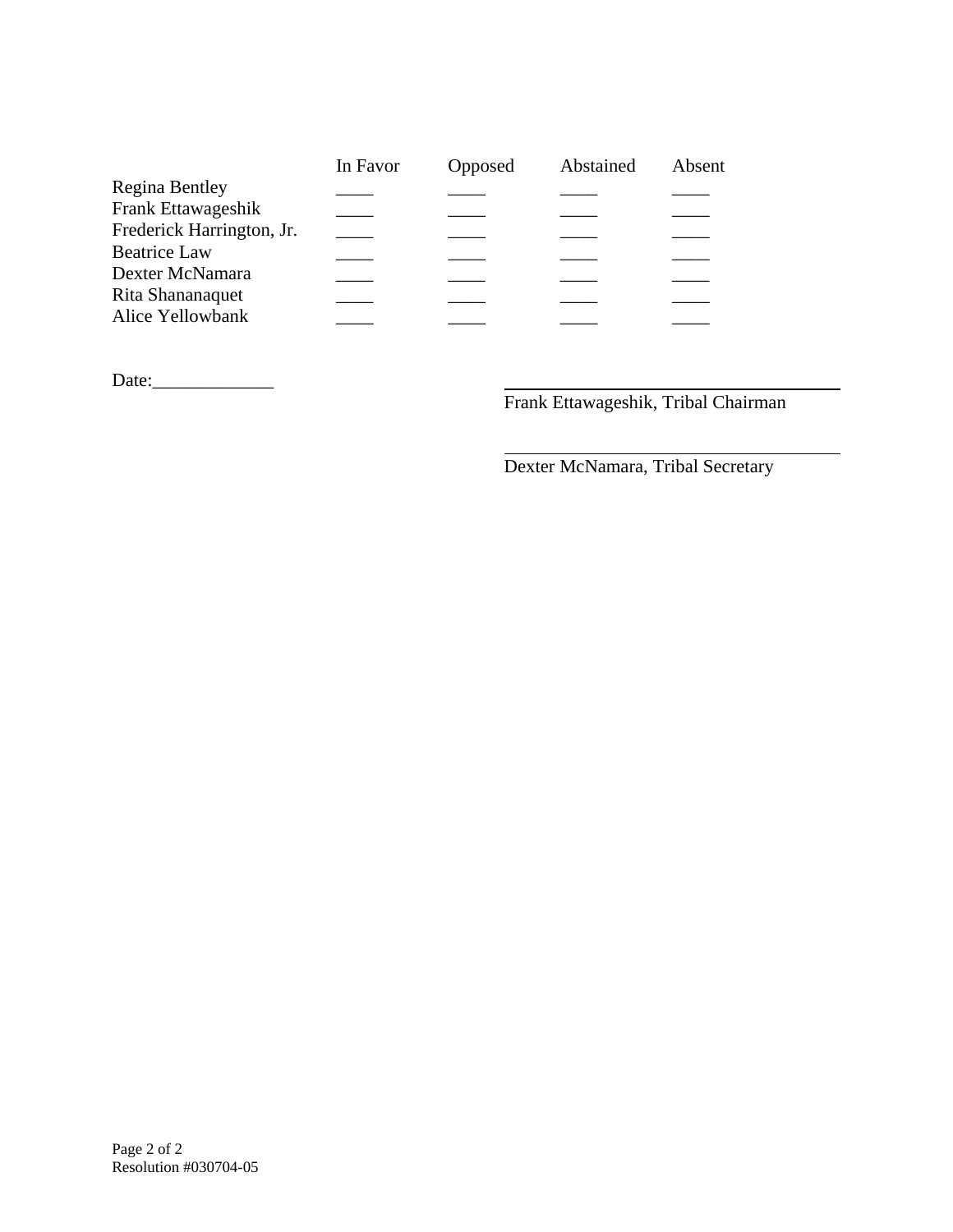| | In Favor | Opposed | Abstained | Absent |
| --- | --- | --- | --- | --- |
| Regina Bentley | ____ | ____ | ____ | ____ |
| Frank Ettawageshik | ____ | ____ | ____ | ____ |
| Frederick Harrington, Jr. | ____ | ____ | ____ | ____ |
| Beatrice Law | ____ | ____ | ____ | ____ |
| Dexter McNamara | ____ | ____ | ____ | ____ |
| Rita Shananaquet | ____ | ____ | ____ | ____ |
| Alice Yellowbank | ____ | ____ | ____ | ____ |

Date:_____________

_________________________________
Frank Ettawageshik, Tribal Chairman

_________________________________
Dexter McNamara, Tribal Secretary

Resolution #030704-05